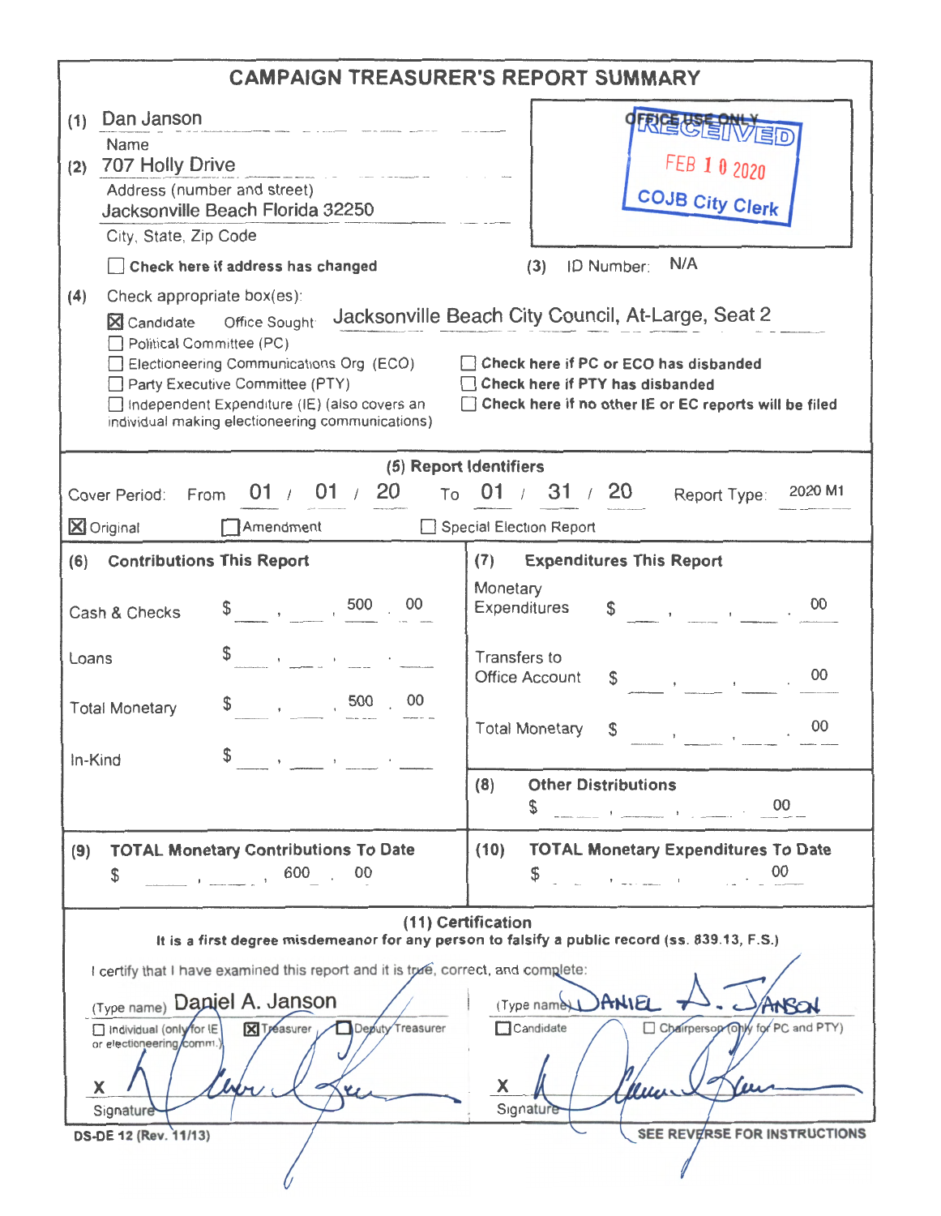# CAMPAIGN TREASURER'S REPORT SUMMARY

(1) Dan Janson
Name

(2) 707 Holly Drive
Address (number and street)
Jacksonville Beach Florida 32250
City, State, Zip Code

☐ **Check here if address has changed**

OFFICE USE ONLY
RECEIVED
FEB 10 2020
COJB City Clerk

(3) ID Number: N/A

(4) Check appropriate box(es):

☒ Candidate Office Sought: Jacksonville Beach City Council, At-Large, Seat 2
☐ Political Committee (PC)
☐ Electioneering Communications Org (ECO)
☐ Party Executive Committee (PTY)
☐ Independent Expenditure (IE) (also covers an individual making electioneering communications)

☐ **Check here if PC or ECO has disbanded**
☐ **Check here if PTY has disbanded**
☐ **Check here if no other IE or EC reports will be filed**

## (5) Report Identifiers

Cover Period: From 01 / 01 / 20 To 01 / 31 / 20 Report Type: 2020 M1

☒ Original ☐ Amendment ☐ Special Election Report

| (6) Contributions This Report | | (7) Expenditures This Report | |
|---|---|---|---|
| Cash & Checks | $ 500.00 | Monetary Expenditures | $ .00 |
| Loans | $ | Transfers to Office Account | $ .00 |
| Total Monetary | $ 500.00 | Total Monetary | $ .00 |
| In-Kind | $ | (8) Other Distributions | $ .00 |
| (9) TOTAL Monetary Contributions To Date | $ 600.00 | (10) TOTAL Monetary Expenditures To Date | $ .00 |

## (11) Certification

**It is a first degree misdemeanor for any person to falsify a public record (ss. 839.13, F.S.)**

I certify that I have examined this report and it is true, correct, and complete:

(Type name) Daniel A. Janson
☐ Individual (only for IE or electioneering comm.) ☒ Treasurer ☐ Deputy Treasurer

X [signature]
Signature

(Type name) DANIEL A. JANSON
☐ Candidate ☐ Chairperson (only for PC and PTY)

X [signature]
Signature

DS-DE 12 (Rev. 11/13)

**SEE REVERSE FOR INSTRUCTIONS**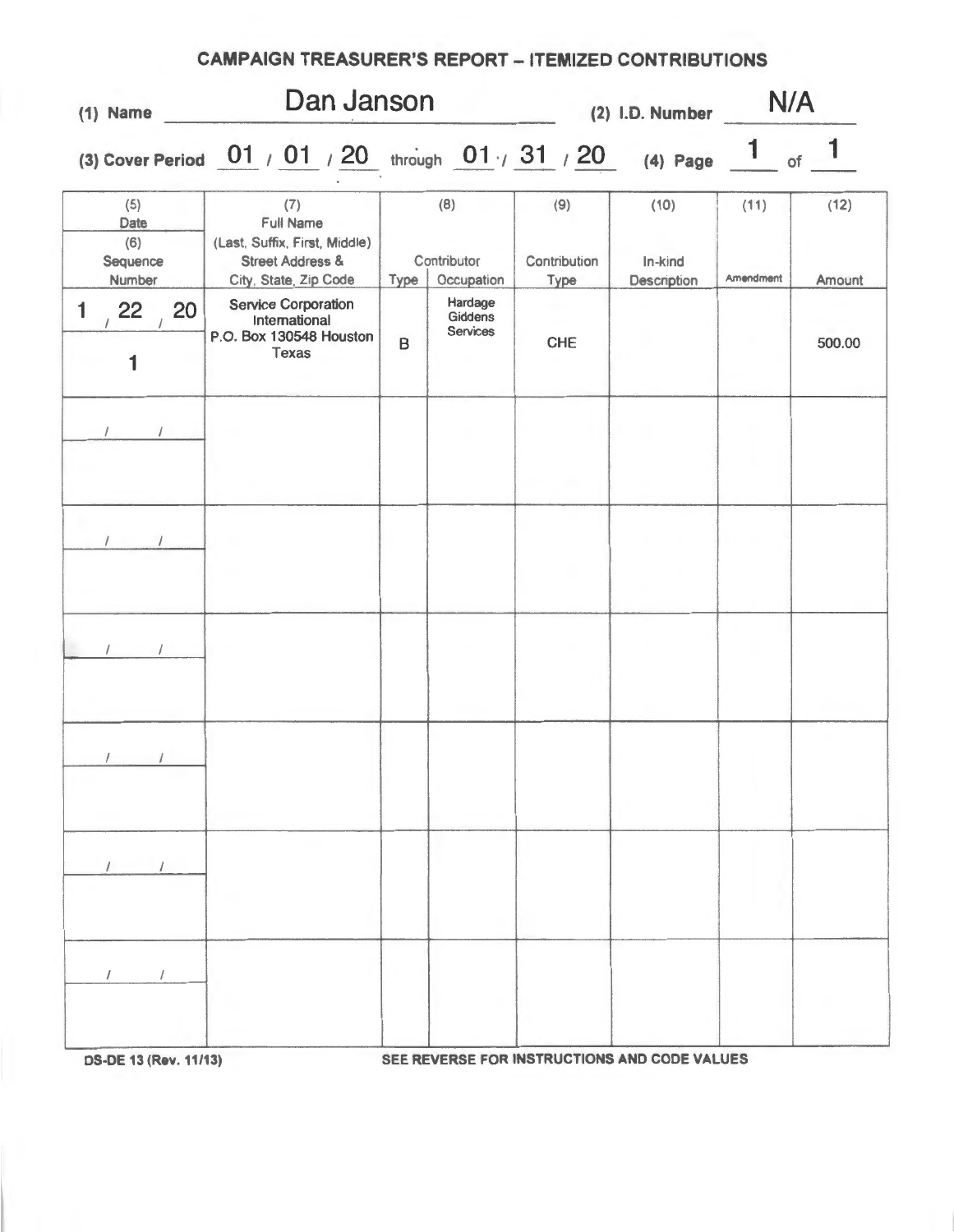# CAMPAIGN TREASURER'S REPORT – ITEMIZED CONTRIBUTIONS

**(1) Name** Dan Janson **(2) I.D. Number** N/A

**(3) Cover Period** 01 / 01 / 20 through 01 / 31 / 20 **(4) Page** 1 of 1

| (5) Date / (6) Sequence Number | (7) Full Name (Last, Suffix, First, Middle) Street Address & City, State, Zip Code | (8) Contributor Type | (8) Contributor Occupation | (9) Contribution Type | (10) In-kind Description | (11) Amendment | (12) Amount |
|---|---|---|---|---|---|---|---|
| 1 / 22 / 20<br>1 | Service Corporation International<br>P.O. Box 130548 Houston Texas | B | Hardage Giddens Services | CHE | | | 500.00 |
| / / | | | | | | | |
| / / | | | | | | | |
| / / | | | | | | | |
| / / | | | | | | | |
| / / | | | | | | | |
| / / | | | | | | | |

DS-DE 13 (Rev. 11/13)

SEE REVERSE FOR INSTRUCTIONS AND CODE VALUES